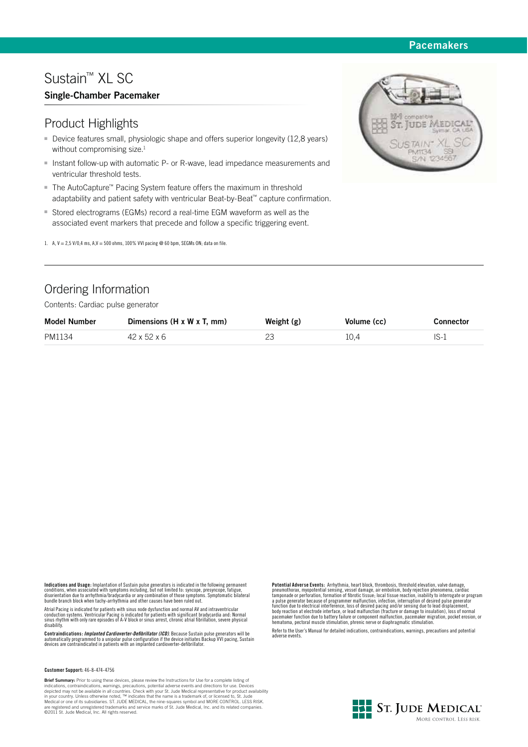Pacemakers

# Sustain™ XL SC

## Single-Chamber Pacemaker

## Product Highlights

- Device features small, physiologic shape and offers superior longevity (12,8 years) without compromising size.[1]
- Instant follow-up with automatic P- or R-wave, lead impedance measurements and ventricular threshold tests.
- The AutoCapture™ Pacing System feature offers the maximum in threshold adaptability and patient safety with ventricular Beat-by-Beat™ capture confirmation.
- Stored electrograms (EGMs) record a real-time EGM waveform as well as the associated event markers that precede and follow a specific triggering event.

1. A, V = 2,5 V/0,4 ms, A,V = 500 ohms, 100% VVI pacing @ 60 bpm, SEGMs ON; data on file.

## Ordering Information

Contents: Cardiac pulse generator

| Model Number | Dimensions (H x W x T, mm) | Weight (g) | Volume (cc) | Connector |
|---|---|---|---|---|
| PM1134 | 42 x 52 x 6 | 23 | 10,4 | IS-1 |

**Indications and Usage:** Implantation of Sustain pulse generators is indicated in the following permanent conditions, when associated with symptoms including, but not limited to: syncope, presyncope, fatigue, disorientation due to arrhythmia/bradycardia or any combination of those symptoms. Symptomatic bilateral bundle branch block when tachy-arrhythmia and other causes have been ruled out.

Atrial Pacing is indicated for patients with sinus node dysfunction and normal AV and intraventricular conduction systems. Ventricular Pacing is indicated for patients with significant bradycardia and: Normal sinus rhythm with only rare episodes of A-V block or sinus arrest, chronic atrial fibrillation, severe physical disability.

**Contraindications:** ***Implanted Cardioverter-Defibrillator (ICD).*** Because Sustain pulse generators will be automatically programmed to a unipolar pulse configuration if the device initiates Backup VVI pacing, Sustain devices are contraindicated in patients with an implanted cardioverter-defibrillator.

**Potential Adverse Events:** Arrhythmia, heart block, thrombosis, threshold elevation, valve damage, pneumothorax, myopotential sensing, vessel damage, air embolism, body rejection phenomena, cardiac tamponade or perforation, formation of fibrotic tissue; local tissue reaction, inability to interrogate or program a pulse generator because of programmer malfunction, infection, interruption of desired pulse generator function due to electrical interference, loss of desired pacing and/or sensing due to lead displacement, body reaction at electrode interface, or lead malfunction (fracture or damage to insulation), loss of normal pacemaker function due to battery failure or component malfunction, pacemaker migration, pocket erosion, or hematoma, pectoral muscle stimulation, phrenic nerve or diaphragmatic stimulation.

Refer to the User's Manual for detailed indications, contraindications, warnings, precautions and potential adverse events.

**Customer Support:** 46-8-474-4756

**Brief Summary:** Prior to using these devices, please review the Instructions for Use for a complete listing of indications, contraindications, warnings, precautions, potential adverse events and directions for use. Devices depicted may not be available in all countries. Check with your St. Jude Medical representative for product availability in your country. Unless otherwise noted, ™ indicates that the name is a trademark of, or licensed to, St. Jude Medical or one of its subsidiaries. ST. JUDE MEDICAL, the nine-squares symbol and MORE CONTROL. LESS RISK. are registered and unregistered trademarks and service marks of St. Jude Medical, Inc. and its related companies. ©2011 St. Jude Medical, Inc. All rights reserved.

ST. JUDE MEDICAL
MORE CONTROL. LESS RISK.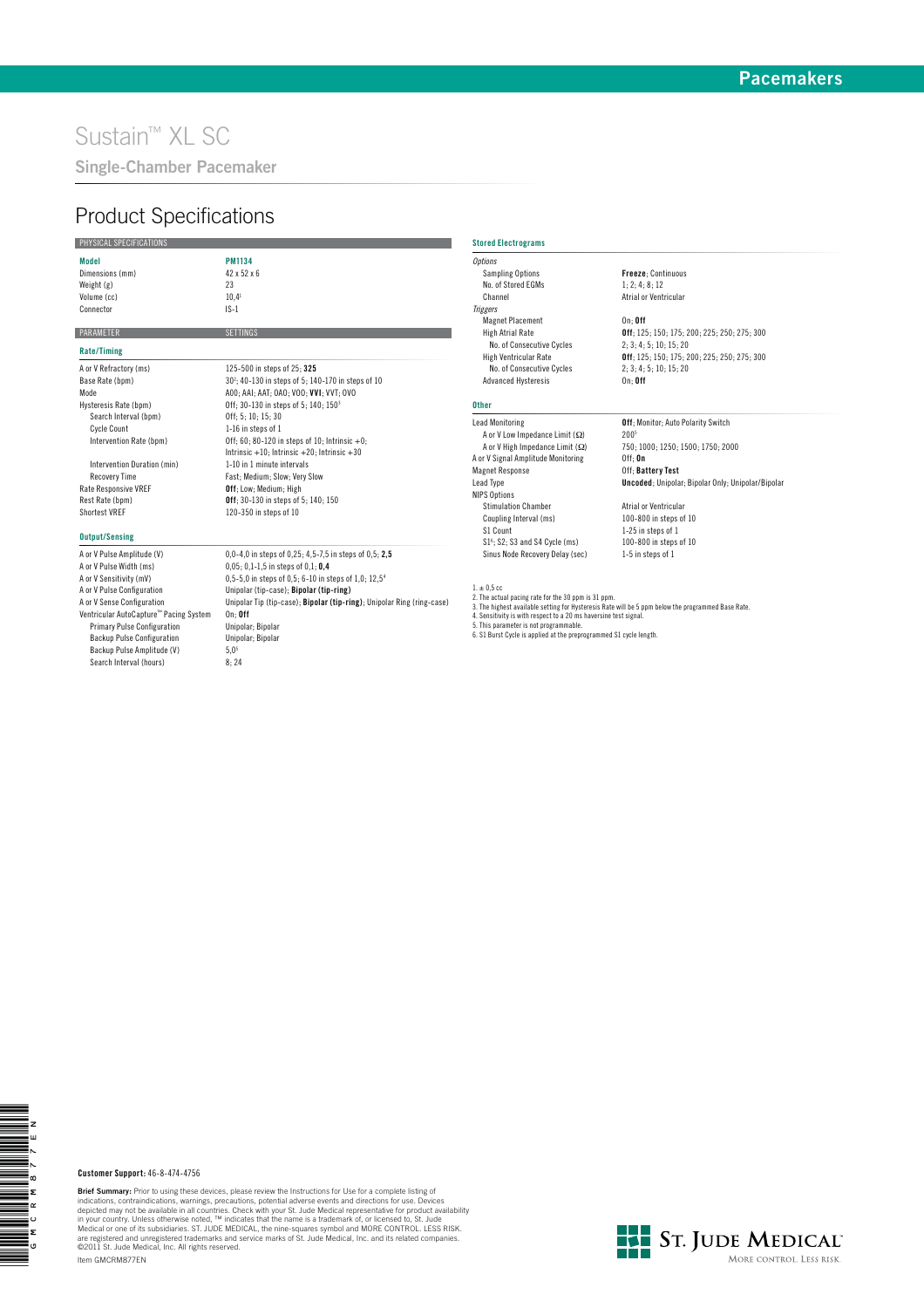## Pacemakers

# Sustain™ XL SC

**Single-Chamber Pacemaker**

## Product Specifications

| PHYSICAL SPECIFICATIONS | |
|---|---|
| **Model** | **PM1134** |
| Dimensions (mm) | 42 x 52 x 6 |
| Weight (g) | 23 |
| Volume (cc) | 10,4[1] |
| Connector | IS-1 |

| PARAMETER | SETTINGS |
|---|---|
| **Rate/Timing** | |
| A or V Refractory (ms) | 125-500 in steps of 25; **325** |
| Base Rate (bpm) | 30[2]; 40-130 in steps of 5; 140-170 in steps of 10 |
| Mode | AOO; AAI; AAT; OAO; VOO; **VVI**; VVT; OVO |
| Hysteresis Rate (bpm) | Off; 30-130 in steps of 5; 140; 150[3] |
| Search Interval (bpm) | Off; 5; 10; 15; 30 |
| Cycle Count | 1-16 in steps of 1 |
| Intervention Rate (bpm) | Off; 60; 80-120 in steps of 10; Intrinsic +0; Intrinsic +10; Intrinsic +20; Intrinsic +30 |
| Intervention Duration (min) | 1-10 in 1 minute intervals |
| Recovery Time | Fast; Medium; Slow; Very Slow |
| Rate Responsive VREF | **Off**; Low; Medium; High |
| Rest Rate (bpm) | **Off**; 30-130 in steps of 5; 140; 150 |
| Shortest VREF | 120-350 in steps of 10 |
| **Output/Sensing** | |
| A or V Pulse Amplitude (V) | 0,0-4,0 in steps of 0,25; 4,5-7,5 in steps of 0,5; **2,5** |
| A or V Pulse Width (ms) | 0,05; 0,1-1,5 in steps of 0,1; **0,4** |
| A or V Sensitivity (mV) | 0,5-5,0 in steps of 0,5; 6-10 in steps of 1,0; 12,5[4] |
| A or V Pulse Configuration | Unipolar (tip-case); **Bipolar (tip-ring)** |
| A or V Sense Configuration | Unipolar Tip (tip-case); **Bipolar (tip-ring)**; Unipolar Ring (ring-case) |
| Ventricular AutoCapture™ Pacing System | On; **Off** |
| Primary Pulse Configuration | Unipolar; Bipolar |
| Backup Pulse Configuration | Unipolar; Bipolar |
| Backup Pulse Amplitude (V) | 5,0[5] |
| Search Interval (hours) | 8; 24 |

| **Stored Electrograms** | |
|---|---|
| *Options* | |
| Sampling Options | **Freeze**; Continuous |
| No. of Stored EGMs | 1; 2; 4; 8; 12 |
| Channel | Atrial or Ventricular |
| *Triggers* | |
| Magnet Placement | On; **Off** |
| High Atrial Rate | **Off**; 125; 150; 175; 200; 225; 250; 275; 300 |
| No. of Consecutive Cycles | 2; 3; 4; 5; 10; 15; 20 |
| High Ventricular Rate | **Off**; 125; 150; 175; 200; 225; 250; 275; 300 |
| No. of Consecutive Cycles | 2; 3; 4; 5; 10; 15; 20 |
| Advanced Hysteresis | On; **Off** |
| **Other** | |
| Lead Monitoring | **Off**; Monitor; Auto Polarity Switch |
| A or V Low Impedance Limit (Ω) | 200[5] |
| A or V High Impedance Limit (Ω) | 750; 1000; 1250; 1500; 1750; 2000 |
| A or V Signal Amplitude Monitoring | Off; **On** |
| Magnet Response | Off; **Battery Test** |
| Lead Type | **Uncoded**; Unipolar; Bipolar Only; Unipolar/Bipolar |
| NIPS Options | |
| Stimulation Chamber | Atrial or Ventricular |
| Coupling Interval (ms) | 100-800 in steps of 10 |
| S1 Count | 1-25 in steps of 1 |
| S1[6]; S2; S3 and S4 Cycle (ms) | 100-800 in steps of 10 |
| Sinus Node Recovery Delay (sec) | 1-5 in steps of 1 |

1. ± 0,5 cc
2. The actual pacing rate for the 30 ppm is 31 ppm.
3. The highest available setting for Hysteresis Rate will be 5 ppm below the programmed Base Rate.
4. Sensitivity is with respect to a 20 ms haversine test signal.
5. This parameter is not programmable.
6. S1 Burst Cycle is applied at the preprogrammed S1 cycle length.

**Customer Support:** 46-8-474-4756

**Brief Summary:** Prior to using these devices, please review the Instructions for Use for a complete listing of indications, contraindications, warnings, precautions, potential adverse events and directions for use. Devices depicted may not be available in all countries. Check with your St. Jude Medical representative for product availability in your country. Unless otherwise noted, ™ indicates that the name is a trademark of, or licensed to, St. Jude Medical or one of its subsidiaries. ST. JUDE MEDICAL, the nine-squares symbol and MORE CONTROL. LESS RISK. are registered and unregistered trademarks and service marks of St. Jude Medical, Inc. and its related companies.
©2011 St. Jude Medical, Inc. All rights reserved.

Item GMCRM877EN

ST. JUDE MEDICAL™
MORE CONTROL. LESS RISK.